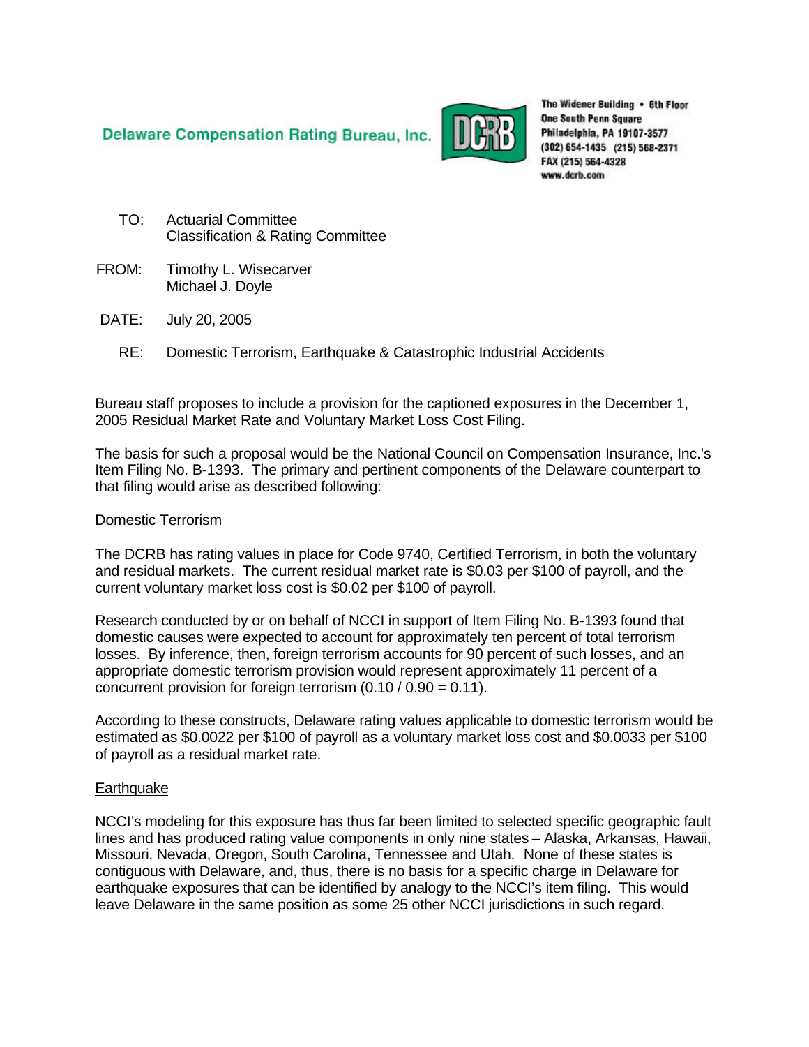Delaware Compensation Rating Bureau, Inc.

The Widener Building • 6th Floor
One South Penn Square
Philadelphia, PA 19107-3577
(302) 654-1435 (215) 568-2371
FAX (215) 564-4328
www.dcrb.com

TO: Actuarial Committee
Classification & Rating Committee

FROM: Timothy L. Wisecarver
Michael J. Doyle

DATE: July 20, 2005

RE: Domestic Terrorism, Earthquake & Catastrophic Industrial Accidents

Bureau staff proposes to include a provision for the captioned exposures in the December 1, 2005 Residual Market Rate and Voluntary Market Loss Cost Filing.

The basis for such a proposal would be the National Council on Compensation Insurance, Inc.'s Item Filing No. B-1393. The primary and pertinent components of the Delaware counterpart to that filing would arise as described following:

<u>Domestic Terrorism</u>

The DCRB has rating values in place for Code 9740, Certified Terrorism, in both the voluntary and residual markets. The current residual market rate is $0.03 per $100 of payroll, and the current voluntary market loss cost is $0.02 per $100 of payroll.

Research conducted by or on behalf of NCCI in support of Item Filing No. B-1393 found that domestic causes were expected to account for approximately ten percent of total terrorism losses. By inference, then, foreign terrorism accounts for 90 percent of such losses, and an appropriate domestic terrorism provision would represent approximately 11 percent of a concurrent provision for foreign terrorism (0.10 / 0.90 = 0.11).

According to these constructs, Delaware rating values applicable to domestic terrorism would be estimated as $0.0022 per $100 of payroll as a voluntary market loss cost and $0.0033 per $100 of payroll as a residual market rate.

<u>Earthquake</u>

NCCI's modeling for this exposure has thus far been limited to selected specific geographic fault lines and has produced rating value components in only nine states – Alaska, Arkansas, Hawaii, Missouri, Nevada, Oregon, South Carolina, Tennessee and Utah. None of these states is contiguous with Delaware, and, thus, there is no basis for a specific charge in Delaware for earthquake exposures that can be identified by analogy to the NCCI's item filing. This would leave Delaware in the same position as some 25 other NCCI jurisdictions in such regard.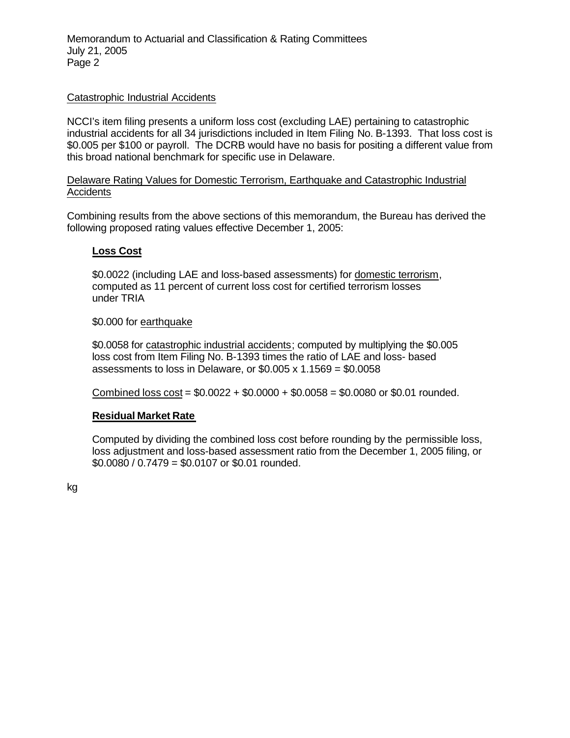Catastrophic Industrial Accidents

NCCI's item filing presents a uniform loss cost (excluding LAE) pertaining to catastrophic industrial accidents for all 34 jurisdictions included in Item Filing No. B-1393. That loss cost is \$0.005 per \$100 or payroll. The DCRB would have no basis for positing a different value from this broad national benchmark for specific use in Delaware.

Delaware Rating Values for Domestic Terrorism, Earthquake and Catastrophic Industrial Accidents

Combining results from the above sections of this memorandum, the Bureau has derived the following proposed rating values effective December 1, 2005:

**Loss Cost**

\$0.0022 (including LAE and loss-based assessments) for domestic terrorism, computed as 11 percent of current loss cost for certified terrorism losses under TRIA

\$0.000 for earthquake

\$0.0058 for catastrophic industrial accidents; computed by multiplying the \$0.005 loss cost from Item Filing No. B-1393 times the ratio of LAE and loss- based assessments to loss in Delaware, or \$0.005 x 1.1569 = \$0.0058

Combined loss cost = \$0.0022 + \$0.0000 + \$0.0058 = \$0.0080 or \$0.01 rounded.

**Residual Market Rate**

Computed by dividing the combined loss cost before rounding by the permissible loss, loss adjustment and loss-based assessment ratio from the December 1, 2005 filing, or \$0.0080 / 0.7479 = \$0.0107 or \$0.01 rounded.

kg